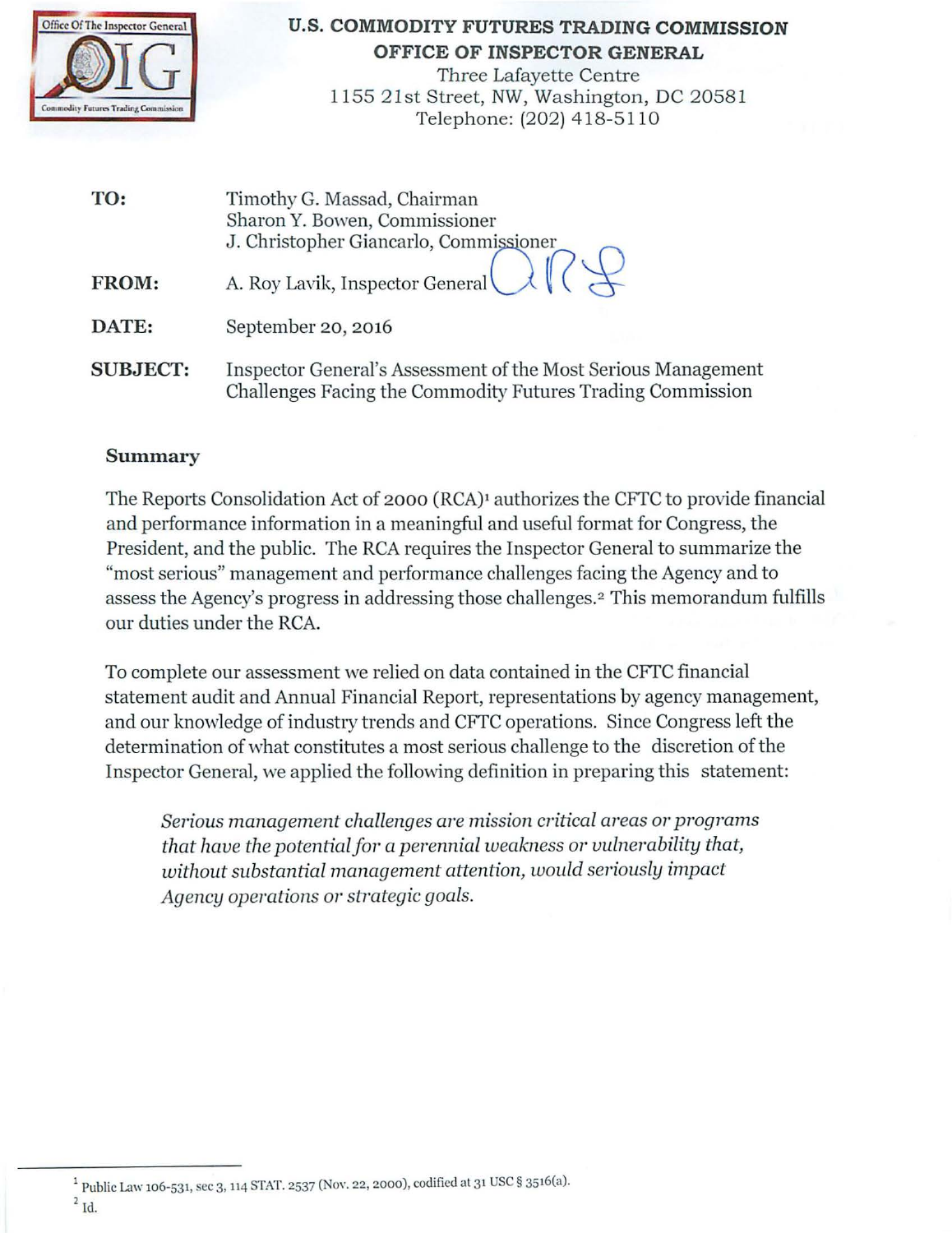**U.S. COMMODITY FUTURES TRADING COMMISSION**
**OFFICE OF INSPECTOR GENERAL**
Three Lafayette Centre
1155 21st Street, NW, Washington, DC 20581
Telephone: (202) 418-5110

| | |
|---|---|
| **TO:** | Timothy G. Massad, Chairman<br>Sharon Y. Bowen, Commissioner<br>J. Christopher Giancarlo, Commissioner |
| **FROM:** | A. Roy Lavik, Inspector General |
| **DATE:** | September 20, 2016 |
| **SUBJECT:** | Inspector General's Assessment of the Most Serious Management Challenges Facing the Commodity Futures Trading Commission |

## Summary

The Reports Consolidation Act of 2000 (RCA)[1] authorizes the CFTC to provide financial and performance information in a meaningful and useful format for Congress, the President, and the public. The RCA requires the Inspector General to summarize the "most serious" management and performance challenges facing the Agency and to assess the Agency's progress in addressing those challenges.[2] This memorandum fulfills our duties under the RCA.

To complete our assessment we relied on data contained in the CFTC financial statement audit and Annual Financial Report, representations by agency management, and our knowledge of industry trends and CFTC operations. Since Congress left the determination of what constitutes a most serious challenge to the discretion of the Inspector General, we applied the following definition in preparing this statement:

> *Serious management challenges are mission critical areas or programs that have the potential for a perennial weakness or vulnerability that, without substantial management attention, would seriously impact Agency operations or strategic goals.*

---

[1] Public Law 106-531, sec 3, 114 STAT. 2537 (Nov. 22, 2000), codified at 31 USC § 3516(a).

[2] Id.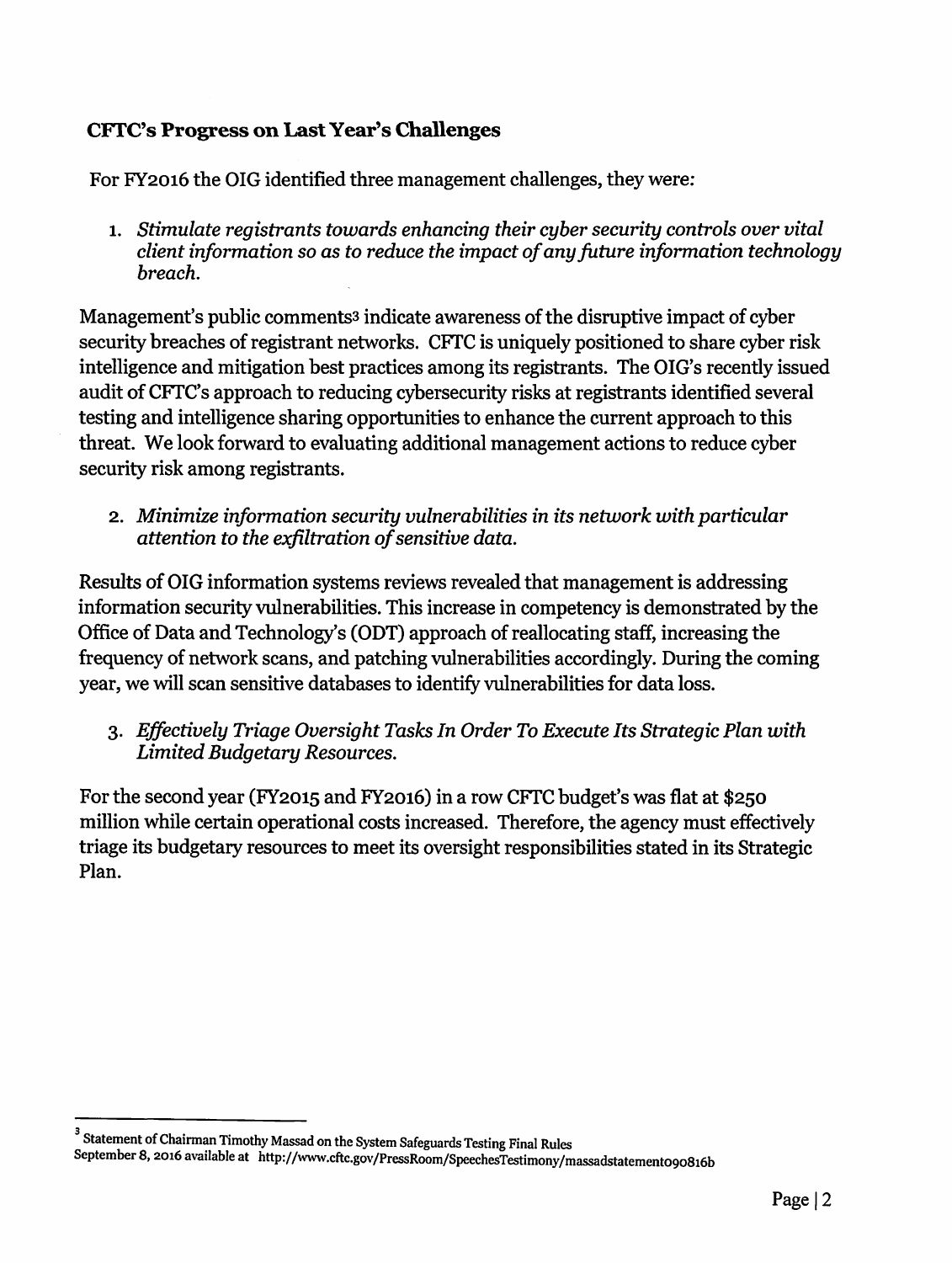### CFTC's Progress on Last Year's Challenges

For FY2016 the OIG identified three management challenges, they were:

1. *Stimulate registrants towards enhancing their cyber security controls over vital client information so as to reduce the impact of any future information technology breach.*

Management's public comments[3] indicate awareness of the disruptive impact of cyber security breaches of registrant networks. CFTC is uniquely positioned to share cyber risk intelligence and mitigation best practices among its registrants. The OIG's recently issued audit of CFTC's approach to reducing cybersecurity risks at registrants identified several testing and intelligence sharing opportunities to enhance the current approach to this threat. We look forward to evaluating additional management actions to reduce cyber security risk among registrants.

2. *Minimize information security vulnerabilities in its network with particular attention to the exfiltration of sensitive data.*

Results of OIG information systems reviews revealed that management is addressing information security vulnerabilities. This increase in competency is demonstrated by the Office of Data and Technology's (ODT) approach of reallocating staff, increasing the frequency of network scans, and patching vulnerabilities accordingly. During the coming year, we will scan sensitive databases to identify vulnerabilities for data loss.

3. *Effectively Triage Oversight Tasks In Order To Execute Its Strategic Plan with Limited Budgetary Resources.*

For the second year (FY2015 and FY2016) in a row CFTC budget's was flat at $250 million while certain operational costs increased. Therefore, the agency must effectively triage its budgetary resources to meet its oversight responsibilities stated in its Strategic Plan.

---

[3] Statement of Chairman Timothy Massad on the System Safeguards Testing Final Rules September 8, 2016 available at http://www.cftc.gov/PressRoom/SpeechesTestimony/massadstatement090816b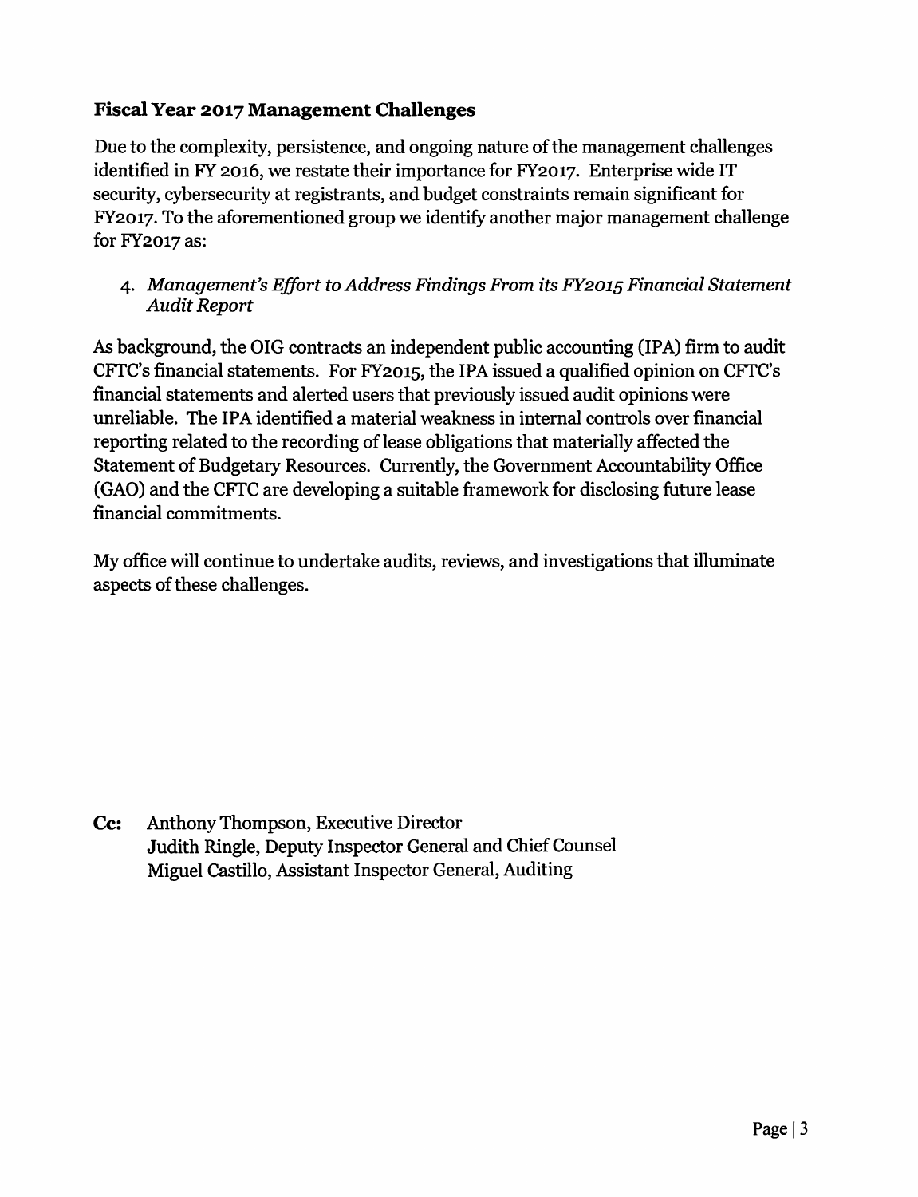### **Fiscal Year 2017 Management Challenges**

Due to the complexity, persistence, and ongoing nature of the management challenges identified in FY 2016, we restate their importance for FY2017. Enterprise wide IT security, cybersecurity at registrants, and budget constraints remain significant for FY2017. To the aforementioned group we identify another major management challenge for FY2017 as:

4. *Management's Effort to Address Findings From its FY2015 Financial Statement Audit Report*

As background, the OIG contracts an independent public accounting (IPA) firm to audit CFTC's financial statements. For FY2015, the IPA issued a qualified opinion on CFTC's financial statements and alerted users that previously issued audit opinions were unreliable. The IPA identified a material weakness in internal controls over financial reporting related to the recording of lease obligations that materially affected the Statement of Budgetary Resources. Currently, the Government Accountability Office (GAO) and the CFTC are developing a suitable framework for disclosing future lease financial commitments.

My office will continue to undertake audits, reviews, and investigations that illuminate aspects of these challenges.

**Cc:** Anthony Thompson, Executive Director
Judith Ringle, Deputy Inspector General and Chief Counsel
Miguel Castillo, Assistant Inspector General, Auditing